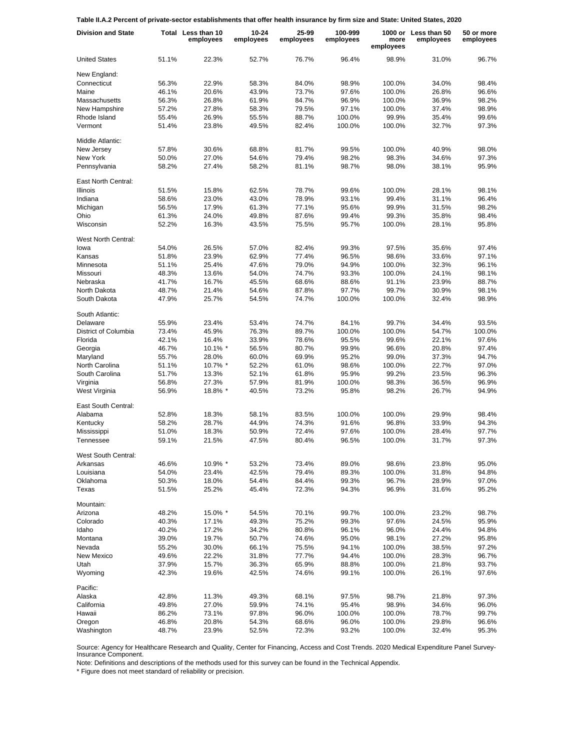**Table II.A.2 Percent of private-sector establishments that offer health insurance by firm size and State: United States, 2020**

| Division and State | Total | Less than 10 employees | 10-24 employees | 25-99 employees | 100-999 employees | 1000 or more employees | Less than 50 employees | 50 or more employees |
|---|---|---|---|---|---|---|---|---|
| United States | 51.1% | 22.3% | 52.7% | 76.7% | 96.4% | 98.9% | 31.0% | 96.7% |
| New England: | | | | | | | | |
| Connecticut | 56.3% | 22.9% | 58.3% | 84.0% | 98.9% | 100.0% | 34.0% | 98.4% |
| Maine | 46.1% | 20.6% | 43.9% | 73.7% | 97.6% | 100.0% | 26.8% | 96.6% |
| Massachusetts | 56.3% | 26.8% | 61.9% | 84.7% | 96.9% | 100.0% | 36.9% | 98.2% |
| New Hampshire | 57.2% | 27.8% | 58.3% | 79.5% | 97.1% | 100.0% | 37.4% | 98.9% |
| Rhode Island | 55.4% | 26.9% | 55.5% | 88.7% | 100.0% | 99.9% | 35.4% | 99.6% |
| Vermont | 51.4% | 23.8% | 49.5% | 82.4% | 100.0% | 100.0% | 32.7% | 97.3% |
| Middle Atlantic: | | | | | | | | |
| New Jersey | 57.8% | 30.6% | 68.8% | 81.7% | 99.5% | 100.0% | 40.9% | 98.0% |
| New York | 50.0% | 27.0% | 54.6% | 79.4% | 98.2% | 98.3% | 34.6% | 97.3% |
| Pennsylvania | 58.2% | 27.4% | 58.2% | 81.1% | 98.7% | 98.0% | 38.1% | 95.9% |
| East North Central: | | | | | | | | |
| Illinois | 51.5% | 15.8% | 62.5% | 78.7% | 99.6% | 100.0% | 28.1% | 98.1% |
| Indiana | 58.6% | 23.0% | 43.0% | 78.9% | 93.1% | 99.4% | 31.1% | 96.4% |
| Michigan | 56.5% | 17.9% | 61.3% | 77.1% | 95.6% | 99.9% | 31.5% | 98.2% |
| Ohio | 61.3% | 24.0% | 49.8% | 87.6% | 99.4% | 99.3% | 35.8% | 98.4% |
| Wisconsin | 52.2% | 16.3% | 43.5% | 75.5% | 95.7% | 100.0% | 28.1% | 95.8% |
| West North Central: | | | | | | | | |
| Iowa | 54.0% | 26.5% | 57.0% | 82.4% | 99.3% | 97.5% | 35.6% | 97.4% |
| Kansas | 51.8% | 23.9% | 62.9% | 77.4% | 96.5% | 98.6% | 33.6% | 97.1% |
| Minnesota | 51.1% | 25.4% | 47.6% | 79.0% | 94.9% | 100.0% | 32.3% | 96.1% |
| Missouri | 48.3% | 13.6% | 54.0% | 74.7% | 93.3% | 100.0% | 24.1% | 98.1% |
| Nebraska | 41.7% | 16.7% | 45.5% | 68.6% | 88.6% | 91.1% | 23.9% | 88.7% |
| North Dakota | 48.7% | 21.4% | 54.6% | 87.8% | 97.7% | 99.7% | 30.9% | 98.1% |
| South Dakota | 47.9% | 25.7% | 54.5% | 74.7% | 100.0% | 100.0% | 32.4% | 98.9% |
| South Atlantic: | | | | | | | | |
| Delaware | 55.9% | 23.4% | 53.4% | 74.7% | 84.1% | 99.7% | 34.4% | 93.5% |
| District of Columbia | 73.4% | 45.9% | 76.3% | 89.7% | 100.0% | 100.0% | 54.7% | 100.0% |
| Florida | 42.1% | 16.4% | 33.9% | 78.6% | 95.5% | 99.6% | 22.1% | 97.6% |
| Georgia | 46.7% | 10.1% * | 56.5% | 80.7% | 99.9% | 96.6% | 20.8% | 97.4% |
| Maryland | 55.7% | 28.0% | 60.0% | 69.9% | 95.2% | 99.0% | 37.3% | 94.7% |
| North Carolina | 51.1% | 10.7% * | 52.2% | 61.0% | 98.6% | 100.0% | 22.7% | 97.0% |
| South Carolina | 51.7% | 13.3% | 52.1% | 61.8% | 95.9% | 99.2% | 23.5% | 96.3% |
| Virginia | 56.8% | 27.3% | 57.9% | 81.9% | 100.0% | 98.3% | 36.5% | 96.9% |
| West Virginia | 56.9% | 18.8% * | 40.5% | 73.2% | 95.8% | 98.2% | 26.7% | 94.9% |
| East South Central: | | | | | | | | |
| Alabama | 52.8% | 18.3% | 58.1% | 83.5% | 100.0% | 100.0% | 29.9% | 98.4% |
| Kentucky | 58.2% | 28.7% | 44.9% | 74.3% | 91.6% | 96.8% | 33.9% | 94.3% |
| Mississippi | 51.0% | 18.3% | 50.9% | 72.4% | 97.6% | 100.0% | 28.4% | 97.7% |
| Tennessee | 59.1% | 21.5% | 47.5% | 80.4% | 96.5% | 100.0% | 31.7% | 97.3% |
| West South Central: | | | | | | | | |
| Arkansas | 46.6% | 10.9% * | 53.2% | 73.4% | 89.0% | 98.6% | 23.8% | 95.0% |
| Louisiana | 54.0% | 23.4% | 42.5% | 79.4% | 89.3% | 100.0% | 31.8% | 94.8% |
| Oklahoma | 50.3% | 18.0% | 54.4% | 84.4% | 99.3% | 96.7% | 28.9% | 97.0% |
| Texas | 51.5% | 25.2% | 45.4% | 72.3% | 94.3% | 96.9% | 31.6% | 95.2% |
| Mountain: | | | | | | | | |
| Arizona | 48.2% | 15.0% * | 54.5% | 70.1% | 99.7% | 100.0% | 23.2% | 98.7% |
| Colorado | 40.3% | 17.1% | 49.3% | 75.2% | 99.3% | 97.6% | 24.5% | 95.9% |
| Idaho | 40.2% | 17.2% | 34.2% | 80.8% | 96.1% | 96.0% | 24.4% | 94.8% |
| Montana | 39.0% | 19.7% | 50.7% | 74.6% | 95.0% | 98.1% | 27.2% | 95.8% |
| Nevada | 55.2% | 30.0% | 66.1% | 75.5% | 94.1% | 100.0% | 38.5% | 97.2% |
| New Mexico | 49.6% | 22.2% | 31.8% | 77.7% | 94.4% | 100.0% | 28.3% | 96.7% |
| Utah | 37.9% | 15.7% | 36.3% | 65.9% | 88.8% | 100.0% | 21.8% | 93.7% |
| Wyoming | 42.3% | 19.6% | 42.5% | 74.6% | 99.1% | 100.0% | 26.1% | 97.6% |
| Pacific: | | | | | | | | |
| Alaska | 42.8% | 11.3% | 49.3% | 68.1% | 97.5% | 98.7% | 21.8% | 97.3% |
| California | 49.8% | 27.0% | 59.9% | 74.1% | 95.4% | 98.9% | 34.6% | 96.0% |
| Hawaii | 86.2% | 73.1% | 97.8% | 96.0% | 100.0% | 100.0% | 78.7% | 99.7% |
| Oregon | 46.8% | 20.8% | 54.3% | 68.6% | 96.0% | 100.0% | 29.8% | 96.6% |
| Washington | 48.7% | 23.9% | 52.5% | 72.3% | 93.2% | 100.0% | 32.4% | 95.3% |

Source: Agency for Healthcare Research and Quality, Center for Financing, Access and Cost Trends. 2020 Medical Expenditure Panel Survey-Insurance Component.

Note: Definitions and descriptions of the methods used for this survey can be found in the Technical Appendix.

* Figure does not meet standard of reliability or precision.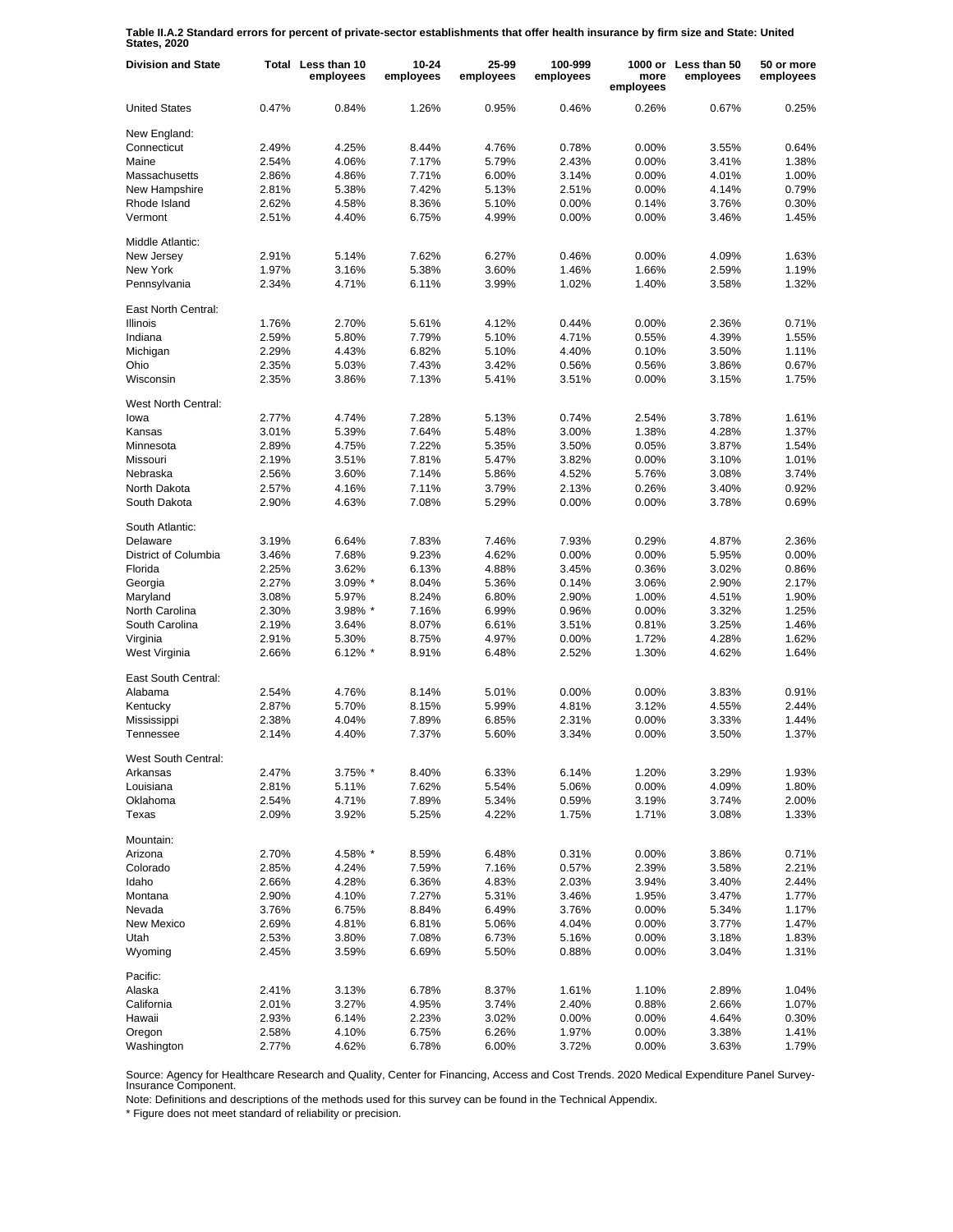**Table II.A.2 Standard errors for percent of private-sector establishments that offer health insurance by firm size and State: United States, 2020**

| Division and State | Total | Less than 10 employees | 10-24 employees | 25-99 employees | 100-999 employees | 1000 or more employees | Less than 50 employees | 50 or more employees |
|---|---|---|---|---|---|---|---|---|
| United States | 0.47% | 0.84% | 1.26% | 0.95% | 0.46% | 0.26% | 0.67% | 0.25% |
| New England: | | | | | | | | |
| Connecticut | 2.49% | 4.25% | 8.44% | 4.76% | 0.78% | 0.00% | 3.55% | 0.64% |
| Maine | 2.54% | 4.06% | 7.17% | 5.79% | 2.43% | 0.00% | 3.41% | 1.38% |
| Massachusetts | 2.86% | 4.86% | 7.71% | 6.00% | 3.14% | 0.00% | 4.01% | 1.00% |
| New Hampshire | 2.81% | 5.38% | 7.42% | 5.13% | 2.51% | 0.00% | 4.14% | 0.79% |
| Rhode Island | 2.62% | 4.58% | 8.36% | 5.10% | 0.00% | 0.14% | 3.76% | 0.30% |
| Vermont | 2.51% | 4.40% | 6.75% | 4.99% | 0.00% | 0.00% | 3.46% | 1.45% |
| Middle Atlantic: | | | | | | | | |
| New Jersey | 2.91% | 5.14% | 7.62% | 6.27% | 0.46% | 0.00% | 4.09% | 1.63% |
| New York | 1.97% | 3.16% | 5.38% | 3.60% | 1.46% | 1.66% | 2.59% | 1.19% |
| Pennsylvania | 2.34% | 4.71% | 6.11% | 3.99% | 1.02% | 1.40% | 3.58% | 1.32% |
| East North Central: | | | | | | | | |
| Illinois | 1.76% | 2.70% | 5.61% | 4.12% | 0.44% | 0.00% | 2.36% | 0.71% |
| Indiana | 2.59% | 5.80% | 7.79% | 5.10% | 4.71% | 0.55% | 4.39% | 1.55% |
| Michigan | 2.29% | 4.43% | 6.82% | 5.10% | 4.40% | 0.10% | 3.50% | 1.11% |
| Ohio | 2.35% | 5.03% | 7.43% | 3.42% | 0.56% | 0.56% | 3.86% | 0.67% |
| Wisconsin | 2.35% | 3.86% | 7.13% | 5.41% | 3.51% | 0.00% | 3.15% | 1.75% |
| West North Central: | | | | | | | | |
| Iowa | 2.77% | 4.74% | 7.28% | 5.13% | 0.74% | 2.54% | 3.78% | 1.61% |
| Kansas | 3.01% | 5.39% | 7.64% | 5.48% | 3.00% | 1.38% | 4.28% | 1.37% |
| Minnesota | 2.89% | 4.75% | 7.22% | 5.35% | 3.50% | 0.05% | 3.87% | 1.54% |
| Missouri | 2.19% | 3.51% | 7.81% | 5.47% | 3.82% | 0.00% | 3.10% | 1.01% |
| Nebraska | 2.56% | 3.60% | 7.14% | 5.86% | 4.52% | 5.76% | 3.08% | 3.74% |
| North Dakota | 2.57% | 4.16% | 7.11% | 3.79% | 2.13% | 0.26% | 3.40% | 0.92% |
| South Dakota | 2.90% | 4.63% | 7.08% | 5.29% | 0.00% | 0.00% | 3.78% | 0.69% |
| South Atlantic: | | | | | | | | |
| Delaware | 3.19% | 6.64% | 7.83% | 7.46% | 7.93% | 0.29% | 4.87% | 2.36% |
| District of Columbia | 3.46% | 7.68% | 9.23% | 4.62% | 0.00% | 0.00% | 5.95% | 0.00% |
| Florida | 2.25% | 3.62% | 6.13% | 4.88% | 3.45% | 0.36% | 3.02% | 0.86% |
| Georgia | 2.27% | 3.09% * | 8.04% | 5.36% | 0.14% | 3.06% | 2.90% | 2.17% |
| Maryland | 3.08% | 5.97% | 8.24% | 6.80% | 2.90% | 1.00% | 4.51% | 1.90% |
| North Carolina | 2.30% | 3.98% * | 7.16% | 6.99% | 0.96% | 0.00% | 3.32% | 1.25% |
| South Carolina | 2.19% | 3.64% | 8.07% | 6.61% | 3.51% | 0.81% | 3.25% | 1.46% |
| Virginia | 2.91% | 5.30% | 8.75% | 4.97% | 0.00% | 1.72% | 4.28% | 1.62% |
| West Virginia | 2.66% | 6.12% * | 8.91% | 6.48% | 2.52% | 1.30% | 4.62% | 1.64% |
| East South Central: | | | | | | | | |
| Alabama | 2.54% | 4.76% | 8.14% | 5.01% | 0.00% | 0.00% | 3.83% | 0.91% |
| Kentucky | 2.87% | 5.70% | 8.15% | 5.99% | 4.81% | 3.12% | 4.55% | 2.44% |
| Mississippi | 2.38% | 4.04% | 7.89% | 6.85% | 2.31% | 0.00% | 3.33% | 1.44% |
| Tennessee | 2.14% | 4.40% | 7.37% | 5.60% | 3.34% | 0.00% | 3.50% | 1.37% |
| West South Central: | | | | | | | | |
| Arkansas | 2.47% | 3.75% * | 8.40% | 6.33% | 6.14% | 1.20% | 3.29% | 1.93% |
| Louisiana | 2.81% | 5.11% | 7.62% | 5.54% | 5.06% | 0.00% | 4.09% | 1.80% |
| Oklahoma | 2.54% | 4.71% | 7.89% | 5.34% | 0.59% | 3.19% | 3.74% | 2.00% |
| Texas | 2.09% | 3.92% | 5.25% | 4.22% | 1.75% | 1.71% | 3.08% | 1.33% |
| Mountain: | | | | | | | | |
| Arizona | 2.70% | 4.58% * | 8.59% | 6.48% | 0.31% | 0.00% | 3.86% | 0.71% |
| Colorado | 2.85% | 4.24% | 7.59% | 7.16% | 0.57% | 2.39% | 3.58% | 2.21% |
| Idaho | 2.66% | 4.28% | 6.36% | 4.83% | 2.03% | 3.94% | 3.40% | 2.44% |
| Montana | 2.90% | 4.10% | 7.27% | 5.31% | 3.46% | 1.95% | 3.47% | 1.77% |
| Nevada | 3.76% | 6.75% | 8.84% | 6.49% | 3.76% | 0.00% | 5.34% | 1.17% |
| New Mexico | 2.69% | 4.81% | 6.81% | 5.06% | 4.04% | 0.00% | 3.77% | 1.47% |
| Utah | 2.53% | 3.80% | 7.08% | 6.73% | 5.16% | 0.00% | 3.18% | 1.83% |
| Wyoming | 2.45% | 3.59% | 6.69% | 5.50% | 0.88% | 0.00% | 3.04% | 1.31% |
| Pacific: | | | | | | | | |
| Alaska | 2.41% | 3.13% | 6.78% | 8.37% | 1.61% | 1.10% | 2.89% | 1.04% |
| California | 2.01% | 3.27% | 4.95% | 3.74% | 2.40% | 0.88% | 2.66% | 1.07% |
| Hawaii | 2.93% | 6.14% | 2.23% | 3.02% | 0.00% | 0.00% | 4.64% | 0.30% |
| Oregon | 2.58% | 4.10% | 6.75% | 6.26% | 1.97% | 0.00% | 3.38% | 1.41% |
| Washington | 2.77% | 4.62% | 6.78% | 6.00% | 3.72% | 0.00% | 3.63% | 1.79% |

Source: Agency for Healthcare Research and Quality, Center for Financing, Access and Cost Trends. 2020 Medical Expenditure Panel Survey-Insurance Component.

Note: Definitions and descriptions of the methods used for this survey can be found in the Technical Appendix.

\* Figure does not meet standard of reliability or precision.